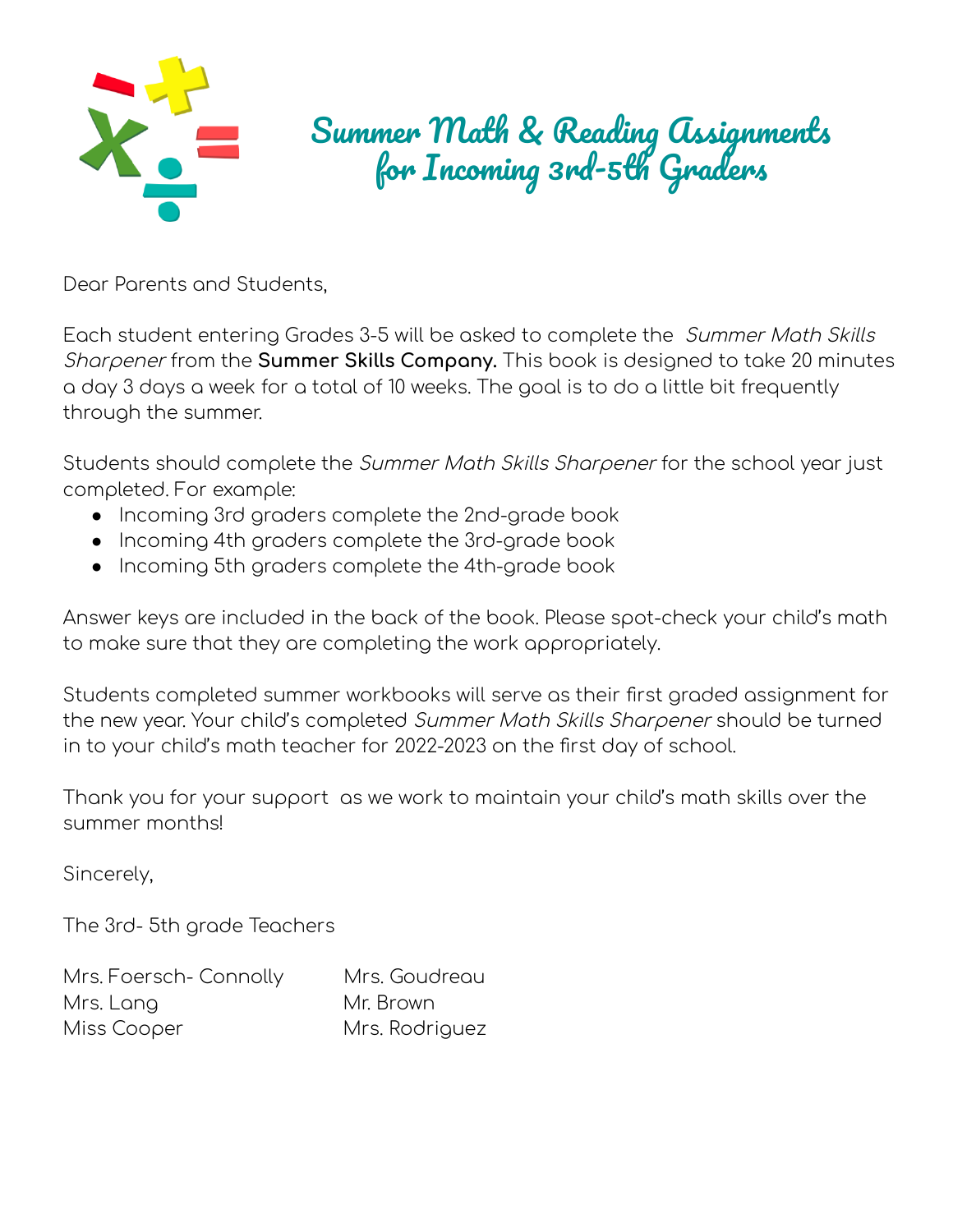# Summer Math & Reading Assignments for Incoming 3rd-5th Graders

Dear Parents and Students,

Each student entering Grades 3-5 will be asked to complete the *Summer Math Skills Sharpener* from the **Summer Skills Company.** This book is designed to take 20 minutes a day 3 days a week for a total of 10 weeks. The goal is to do a little bit frequently through the summer.

Students should complete the *Summer Math Skills Sharpener* for the school year just completed. For example:

- Incoming 3rd graders complete the 2nd-grade book
- Incoming 4th graders complete the 3rd-grade book
- Incoming 5th graders complete the 4th-grade book

Answer keys are included in the back of the book. Please spot-check your child's math to make sure that they are completing the work appropriately.

Students completed summer workbooks will serve as their first graded assignment for the new year. Your child's completed *Summer Math Skills Sharpener* should be turned in to your child's math teacher for 2022-2023 on the first day of school.

Thank you for your support as we work to maintain your child's math skills over the summer months!

Sincerely,

The 3rd- 5th grade Teachers

Mrs. Foersch- Connolly
Mrs. Lang
Miss Cooper
Mrs. Goudreau
Mr. Brown
Mrs. Rodriguez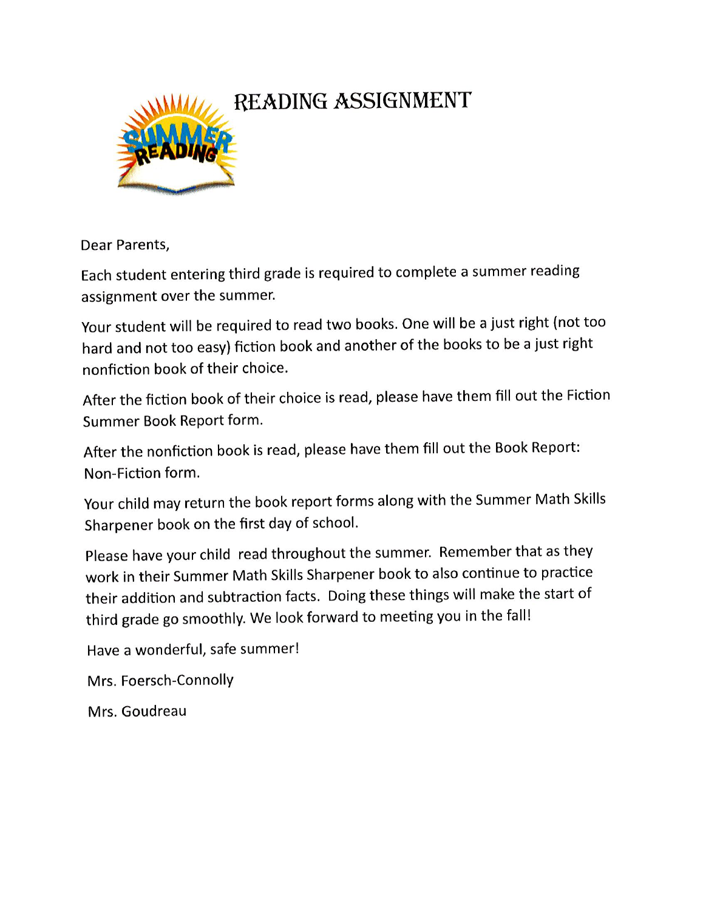# READING ASSIGNMENT

Dear Parents,

Each student entering third grade is required to complete a summer reading assignment over the summer.

Your student will be required to read two books. One will be a just right (not too hard and not too easy) fiction book and another of the books to be a just right nonfiction book of their choice.

After the fiction book of their choice is read, please have them fill out the Fiction Summer Book Report form.

After the nonfiction book is read, please have them fill out the Book Report: Non-Fiction form.

Your child may return the book report forms along with the Summer Math Skills Sharpener book on the first day of school.

Please have your child read throughout the summer. Remember that as they work in their Summer Math Skills Sharpener book to also continue to practice their addition and subtraction facts. Doing these things will make the start of third grade go smoothly. We look forward to meeting you in the fall!

Have a wonderful, safe summer!

Mrs. Foersch-Connolly

Mrs. Goudreau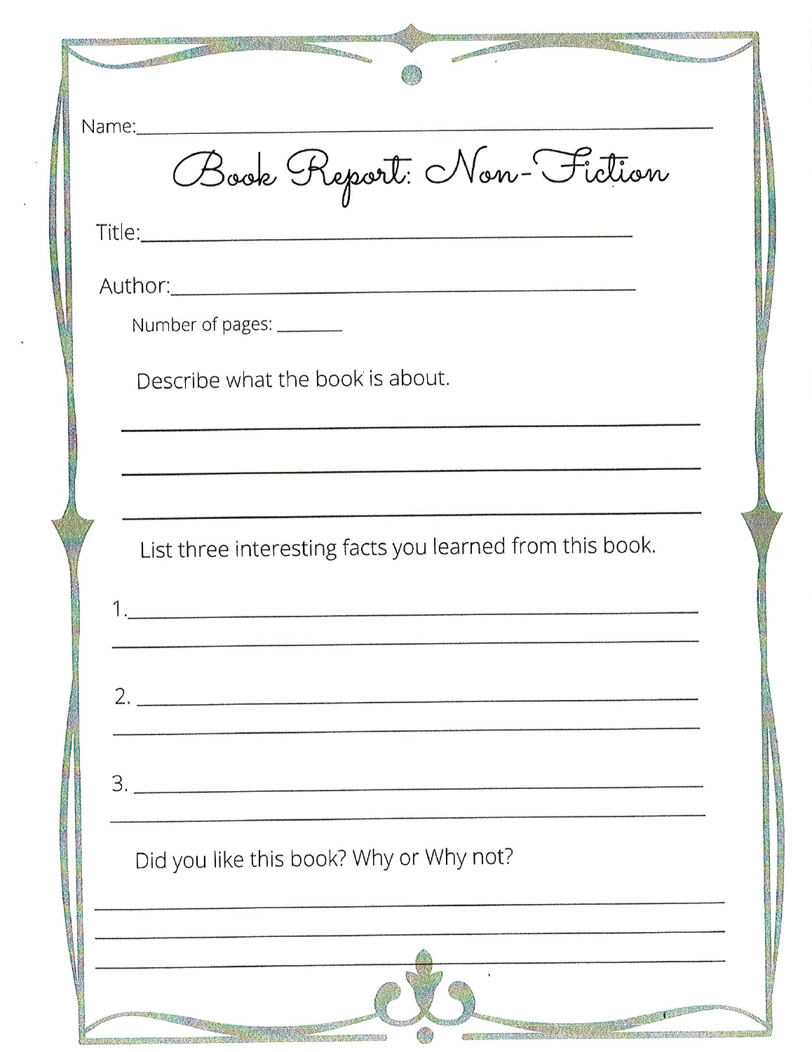Name:______________________________________________

# Book Report: Non-Fiction

Title:______________________________________________

Author:____________________________________________

Number of pages: ________

Describe what the book is about.

______________________________________________

______________________________________________

______________________________________________

List three interesting facts you learned from this book.

1.______________________________________________

______________________________________________

2.______________________________________________

______________________________________________

3.______________________________________________

______________________________________________

Did you like this book? Why or Why not?

______________________________________________

______________________________________________

______________________________________________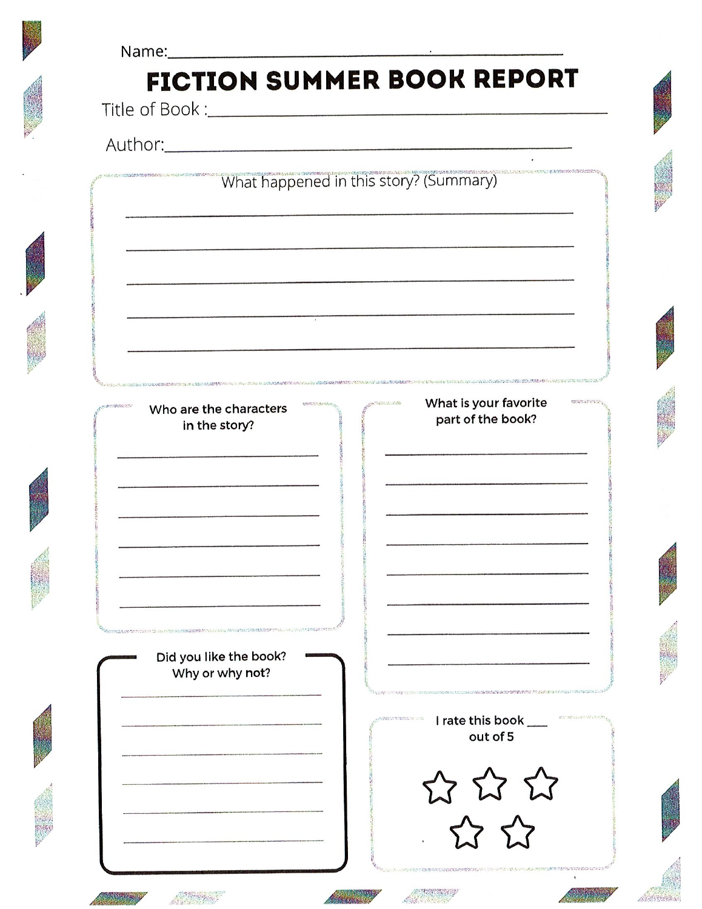Name: ______________________________________________

# FICTION SUMMER BOOK REPORT

Title of Book : ______________________________________________

Author: ______________________________________________

What happened in this story? (Summary)

______________________________________________

______________________________________________

______________________________________________

______________________________________________

______________________________________________

Who are the characters in the story?

______________________________

______________________________

______________________________

______________________________

______________________________

______________________________

What is your favorite part of the book?

______________________________

______________________________

______________________________

______________________________

______________________________

______________________________

______________________________

______________________________

Did you like the book? Why or why not?

______________________________

______________________________

______________________________

______________________________

______________________________

______________________________

I rate this book ___ out of 5

☆ ☆ ☆ ☆ ☆